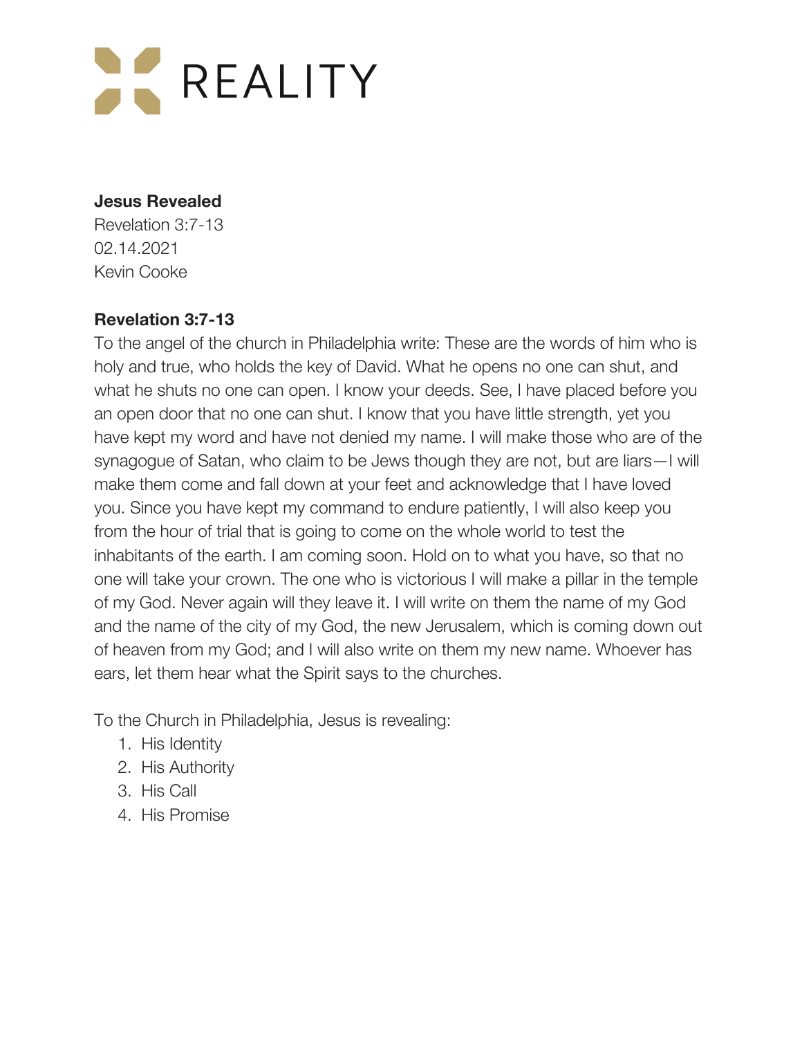# REALITY

**Jesus Revealed**
Revelation 3:7-13
02.14.2021
Kevin Cooke

**Revelation 3:7-13**
To the angel of the church in Philadelphia write: These are the words of him who is holy and true, who holds the key of David. What he opens no one can shut, and what he shuts no one can open. I know your deeds. See, I have placed before you an open door that no one can shut. I know that you have little strength, yet you have kept my word and have not denied my name. I will make those who are of the synagogue of Satan, who claim to be Jews though they are not, but are liars—I will make them come and fall down at your feet and acknowledge that I have loved you. Since you have kept my command to endure patiently, I will also keep you from the hour of trial that is going to come on the whole world to test the inhabitants of the earth. I am coming soon. Hold on to what you have, so that no one will take your crown. The one who is victorious I will make a pillar in the temple of my God. Never again will they leave it. I will write on them the name of my God and the name of the city of my God, the new Jerusalem, which is coming down out of heaven from my God; and I will also write on them my new name. Whoever has ears, let them hear what the Spirit says to the churches.

To the Church in Philadelphia, Jesus is revealing:

1. His Identity
2. His Authority
3. His Call
4. His Promise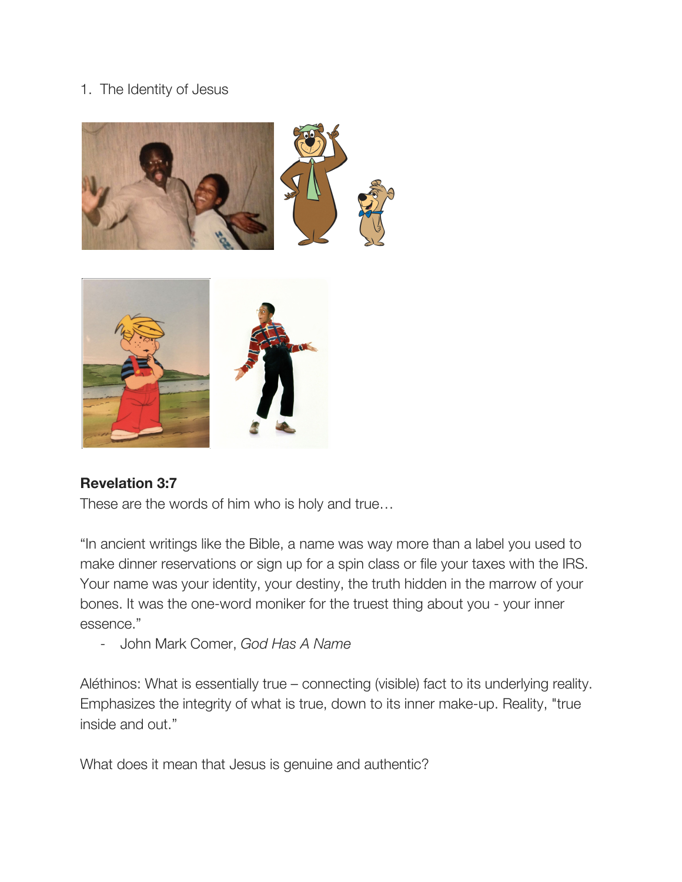1. The Identity of Jesus

**Revelation 3:7**
These are the words of him who is holy and true…

"In ancient writings like the Bible, a name was way more than a label you used to make dinner reservations or sign up for a spin class or file your taxes with the IRS. Your name was your identity, your destiny, the truth hidden in the marrow of your bones. It was the one-word moniker for the truest thing about you - your inner essence."

- John Mark Comer, *God Has A Name*

Aléthinos: What is essentially true – connecting (visible) fact to its underlying reality. Emphasizes the integrity of what is true, down to its inner make-up. Reality, "true inside and out."

What does it mean that Jesus is genuine and authentic?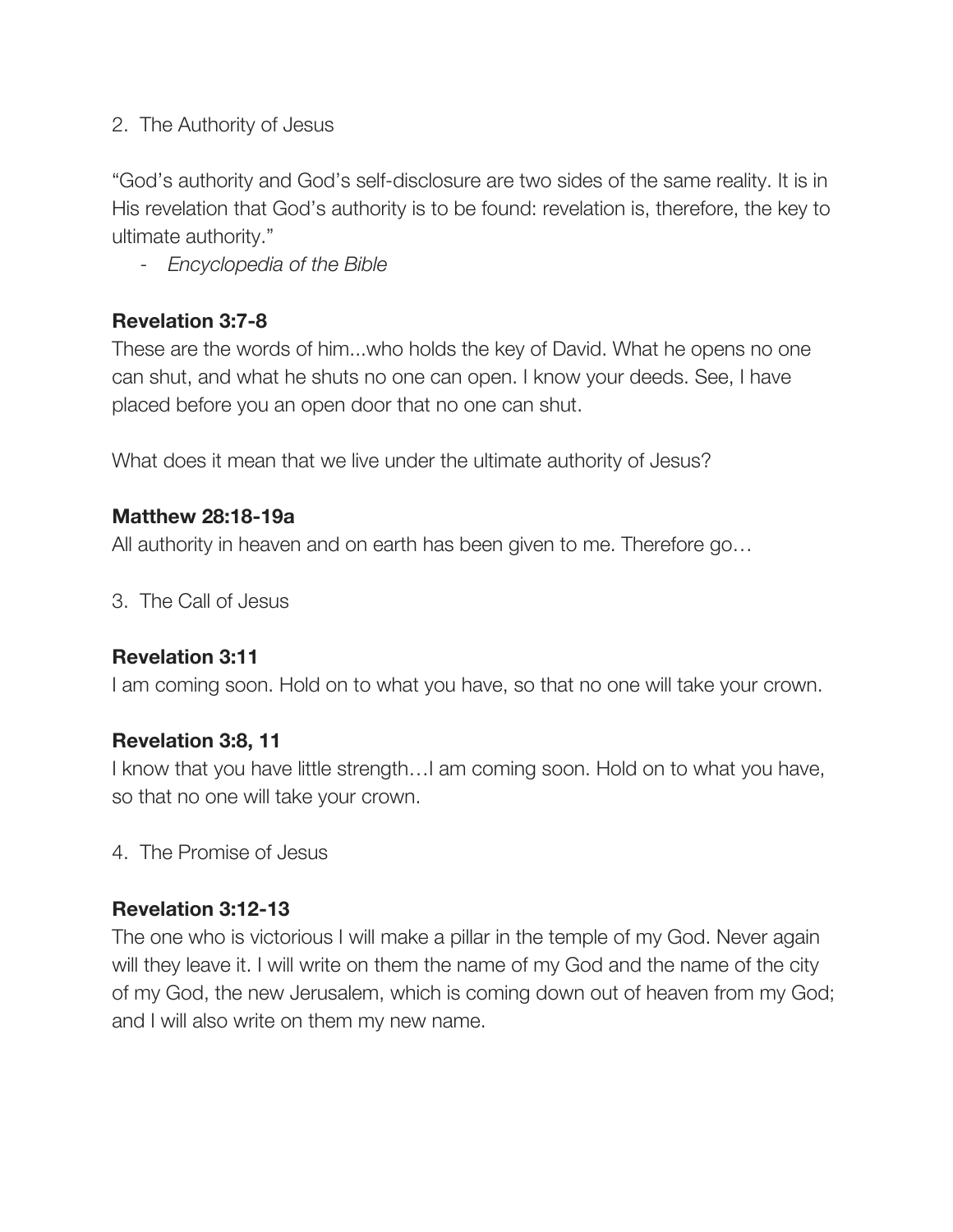2. The Authority of Jesus

“God’s authority and God’s self-disclosure are two sides of the same reality. It is in His revelation that God’s authority is to be found: revelation is, therefore, the key to ultimate authority.”

- *Encyclopedia of the Bible*

**Revelation 3:7-8**
These are the words of him...who holds the key of David. What he opens no one can shut, and what he shuts no one can open. I know your deeds. See, I have placed before you an open door that no one can shut.

What does it mean that we live under the ultimate authority of Jesus?

**Matthew 28:18-19a**
All authority in heaven and on earth has been given to me. Therefore go…

3. The Call of Jesus

**Revelation 3:11**
I am coming soon. Hold on to what you have, so that no one will take your crown.

**Revelation 3:8, 11**
I know that you have little strength…I am coming soon. Hold on to what you have, so that no one will take your crown.

4. The Promise of Jesus

**Revelation 3:12-13**
The one who is victorious I will make a pillar in the temple of my God. Never again will they leave it. I will write on them the name of my God and the name of the city of my God, the new Jerusalem, which is coming down out of heaven from my God; and I will also write on them my new name.